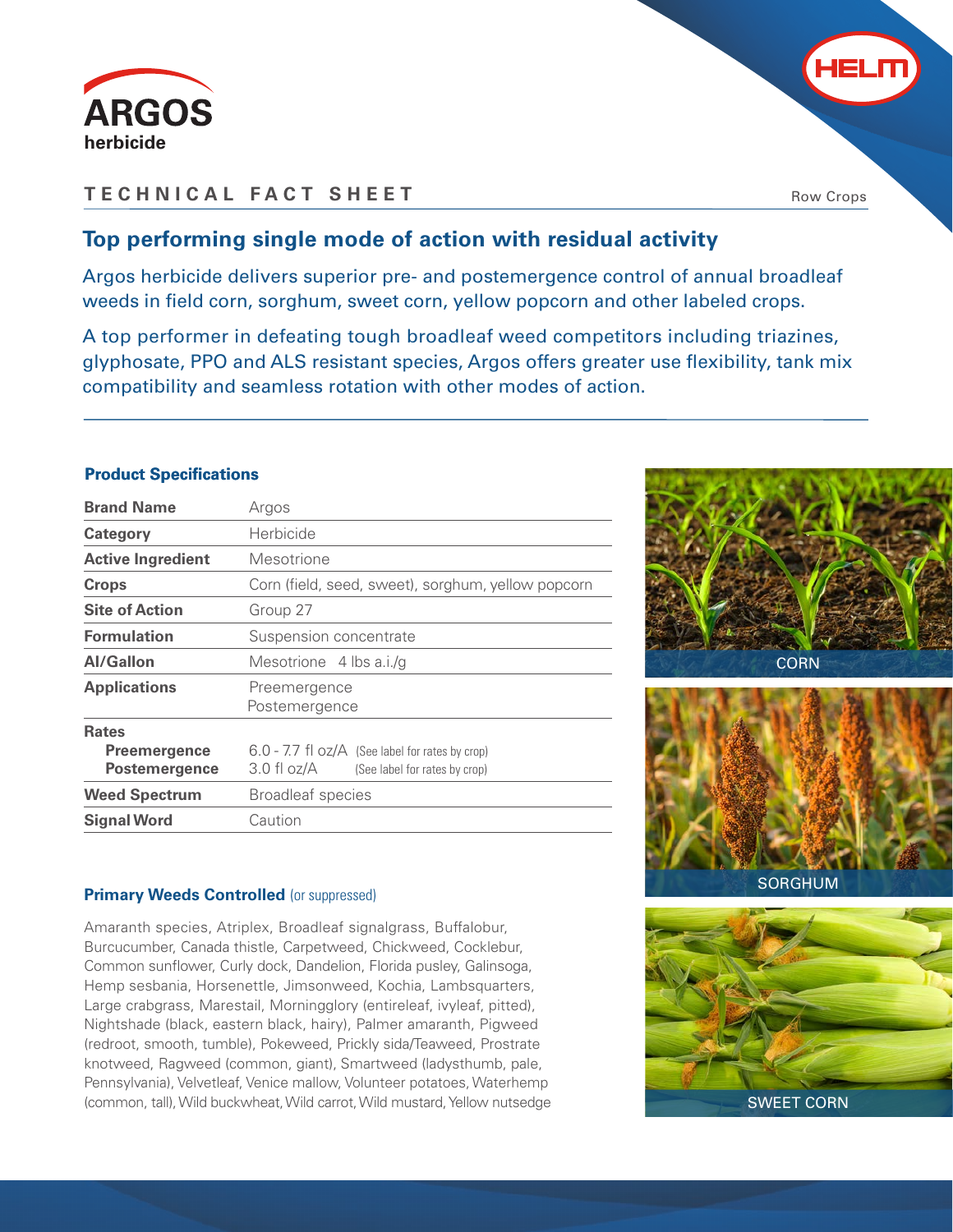# ARGOS

herbicide

HELM

## TECHNICAL FACT SHEET

Row Crops

## Top performing single mode of action with residual activity

Argos herbicide delivers superior pre- and postemergence control of annual broadleaf weeds in field corn, sorghum, sweet corn, yellow popcorn and other labeled crops.

A top performer in defeating tough broadleaf weed competitors including triazines, glyphosate, PPO and ALS resistant species, Argos offers greater use flexibility, tank mix compatibility and seamless rotation with other modes of action.

### Product Specifications

| | |
|---|---|
| **Brand Name** | Argos |
| **Category** | Herbicide |
| **Active Ingredient** | Mesotrione |
| **Crops** | Corn (field, seed, sweet), sorghum, yellow popcorn |
| **Site of Action** | Group 27 |
| **Formulation** | Suspension concentrate |
| **AI/Gallon** | Mesotrione 4 lbs a.i./g |
| **Applications** | Preemergence<br>Postemergence |
| **Rates** | |
| **Preemergence** | 6.0 - 7.7 fl oz/A (See label for rates by crop) |
| **Postemergence** | 3.0 fl oz/A (See label for rates by crop) |
| **Weed Spectrum** | Broadleaf species |
| **Signal Word** | Caution |

### Primary Weeds Controlled (or suppressed)

Amaranth species, Atriplex, Broadleaf signalgrass, Buffalobur, Burcucumber, Canada thistle, Carpetweed, Chickweed, Cocklebur, Common sunflower, Curly dock, Dandelion, Florida pusley, Galinsoga, Hemp sesbania, Horsenettle, Jimsonweed, Kochia, Lambsquarters, Large crabgrass, Marestail, Morningglory (entireleaf, ivyleaf, pitted), Nightshade (black, eastern black, hairy), Palmer amaranth, Pigweed (redroot, smooth, tumble), Pokeweed, Prickly sida/Teaweed, Prostrate knotweed, Ragweed (common, giant), Smartweed (ladysthumb, pale, Pennsylvania), Velvetleaf, Venice mallow, Volunteer potatoes, Waterhemp (common, tall), Wild buckwheat, Wild carrot, Wild mustard, Yellow nutsedge

CORN

SORGHUM

SWEET CORN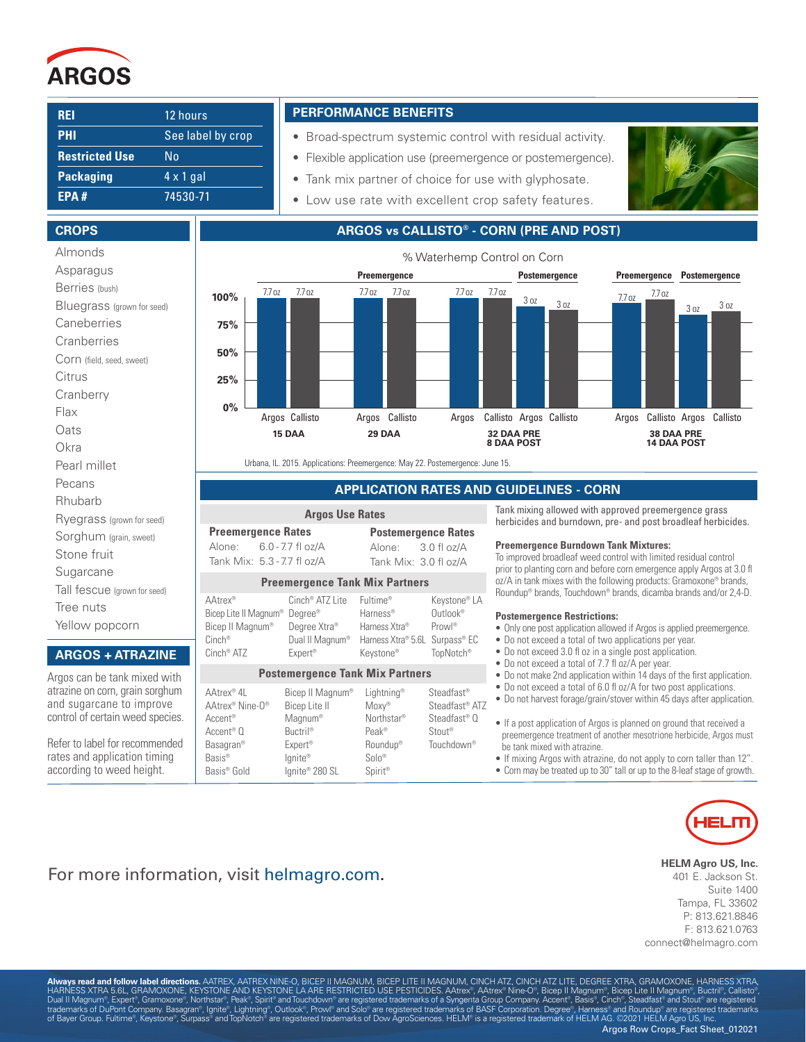# ARGOS

| | |
|---|---|
| **REI** | 12 hours |
| **PHI** | See label by crop |
| **Restricted Use** | No |
| **Packaging** | 4 x 1 gal |
| **EPA #** | 74530-71 |

## PERFORMANCE BENEFITS

- Broad-spectrum systemic control with residual activity.
- Flexible application use (preemergence or postemergence).
- Tank mix partner of choice for use with glyphosate.
- Low use rate with excellent crop safety features.

## CROPS

Almonds
Asparagus
Berries (bush)
Bluegrass (grown for seed)
Caneberries
Cranberries
Corn (field, seed, sweet)
Citrus
Cranberry
Flax
Oats
Okra
Pearl millet
Pecans
Rhubarb
Ryegrass (grown for seed)
Sorghum (grain, sweet)
Stone fruit
Sugarcane
Tall fescue (grown for seed)
Tree nuts
Yellow popcorn

## ARGOS + ATRAZINE

Argos can be tank mixed with atrazine on corn, grain sorghum and sugarcane to improve control of certain weed species.

Refer to label for recommended rates and application timing according to weed height.

## ARGOS vs CALLISTO® - CORN (PRE AND POST)

% Waterhemp Control on Corn

100%
75%
50%
25%
0%

Preemergence
Postemergence
Preemergence
Postemergence

7.7 oz 7.7 oz 7.7 oz 7.7 oz 7.7 oz 7.7 oz 3 oz 3 oz 7.7 oz 7.7 oz 3 oz 3 oz

Argos Callisto
15 DAA

Argos Callisto
29 DAA

Argos Callisto Argos Callisto
32 DAA PRE
8 DAA POST

Argos Callisto Argos Callisto
38 DAA PRE
14 DAA POST

Urbana, IL. 2015. Applications: Preemergence: May 22. Postemergence: June 15.

## APPLICATION RATES AND GUIDELINES - CORN

**Argos Use Rates**

| **Preemergence Rates** | | **Postemergence Rates** | |
|---|---|---|---|
| Alone: | 6.0 - 7.7 fl oz/A | Alone: | 3.0 fl oz/A |
| Tank Mix: | 5.3 - 7.7 fl oz/A | Tank Mix: | 3.0 fl oz/A |

**Preemergence Tank Mix Partners**

| | | | |
|---|---|---|---|
| AAtrex® | Cinch® ATZ Lite | Fultime® | Keystone® LA |
| Bicep Lite II Magnum® | Degree® | Harness® | Outlook® |
| Bicep II Magnum® | Degree Xtra® | Harness Xtra® | Prowl® |
| Cinch® | Dual II Magnum® | Harness Xtra® 5.6L | Surpass® EC |
| Cinch® ATZ | Expert® | Keystone® | TopNotch® |

**Postemergence Tank Mix Partners**

| | | | |
|---|---|---|---|
| AAtrex® 4L | Bicep II Magnum® | Lightning® | Steadfast® |
| AAtrex® Nine-O® | Bicep Lite II | Moxy® | Steadfast® ATZ |
| Accent® | Magnum® | Northstar® | Steadfast® Q |
| Accent® Q | Buctril® | Peak® | Stout® |
| Basagran® | Expert® | Roundup® | Touchdown® |
| Basis® | Ignite® | Solo® | |
| Basis® Gold | Ignite® 280 SL | Spirit® | |

Tank mixing allowed with approved preemergence grass herbicides and burndown, pre- and post broadleaf herbicides.

**Preemergence Burndown Tank Mixtures:**
To improved broadleaf weed control with limited residual control prior to planting corn and before corn emergence apply Argos at 3.0 fl oz/A in tank mixes with the following products: Gramoxone® brands, Roundup® brands, Touchdown® brands, dicamba brands and/or 2,4-D.

**Postemergence Restrictions:**

- Only one post application allowed if Argos is applied preemergence.
- Do not exceed a total of two applications per year.
- Do not exceed 3.0 fl oz in a single post application.
- Do not exceed a total of 7.7 fl oz/A per year.
- Do not make 2nd application within 14 days of the first application.
- Do not exceed a total of 6.0 fl oz/A for two post applications.
- Do not harvest forage/grain/stover within 45 days after application.

- If a post application of Argos is planned on ground that received a preemergence treatment of another mesotrione herbicide, Argos must be tank mixed with atrazine.
- If mixing Argos with atrazine, do not apply to corn taller than 12".
- Corn may be treated up to 30" tall or up to the 8-leaf stage of growth.

For more information, visit helmagro.com.

**HELM Agro US, Inc.**
401 E. Jackson St.
Suite 1400
Tampa, FL 33602
P: 813.621.8846
F: 813.621.0763
connect@helmagro.com

**Always read and follow label directions.** AATREX, AATREX NINE-O, BICEP II MAGNUM, BICEP LITE II MAGNUM, CINCH ATZ, CINCH ATZ LITE, DEGREE XTRA, GRAMOXONE, HARNESS XTRA, HARNESS XTRA 5.6L, GRAMOXONE, KEYSTONE AND KEYSTONE LA ARE RESTRICTED USE PESTICIDES. AAtrex®, AAtrex® Nine-O®, Bicep II Magnum®, Bicep Lite II Magnum®, Buctril®, Callisto®, Dual II Magnum®, Expert®, Gramoxone®, Northstar®, Peak®, Spirit® and Touchdown® are registered trademarks of a Syngenta Group Company. Accent®, Basis®, Cinch®, Steadfast® and Stout® are registered trademarks of DuPont Company. Basagran®, Ignite®, Lightning®, Outlook®, Prowl® and Solo® are registered trademarks of BASF Corporation. Degree®, Harness® and Roundup® are registered trademarks of Bayer Group. Fultime®, Keystone®, Surpass® and TopNotch® are registered trademarks of Dow AgroSciences. HELM® is a registered trademark of HELM AG. ©2021 HELM Agro US, Inc.

Argos Row Crops_Fact Sheet_012021